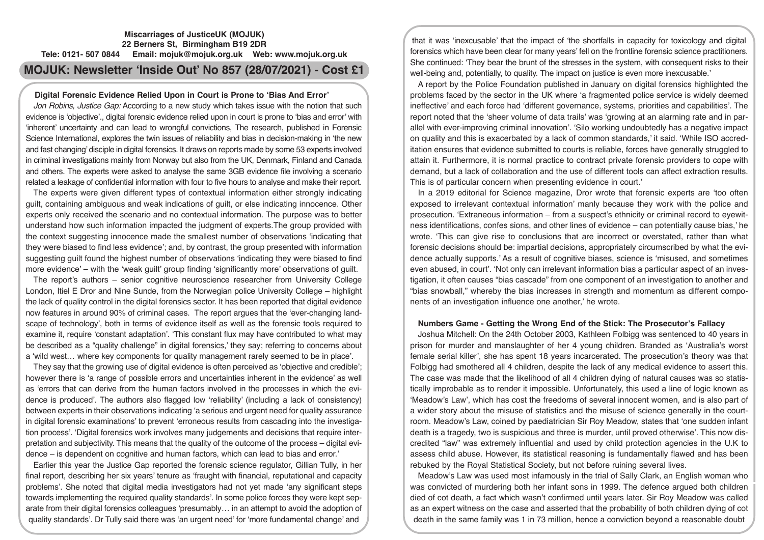**Miscarriages of JusticeUK (MOJUK)**
**22 Berners St, Birmingham B19 2DR**
**Tele: 0121- 507 0844 Email: mojuk@mojuk.org.uk Web: www.mojuk.org.uk**

# MOJUK: Newsletter 'Inside Out' No 857 (28/07/2021) - Cost £1

## Digital Forensic Evidence Relied Upon in Court is Prone to 'Bias And Error'

*Jon Robins, Justice Gap:* According to a new study which takes issue with the notion that such evidence is 'objective'., digital forensic evidence relied upon in court is prone to 'bias and error' with 'inherent' uncertainty and can lead to wrongful convictions, The research, published in Forensic Science International, explores the twin issues of reliability and bias in decision-making in 'the new and fast changing' disciple in digital forensics. It draws on reports made by some 53 experts involved in criminal investigations mainly from Norway but also from the UK, Denmark, Finland and Canada and others. The experts were asked to analyse the same 3GB evidence file involving a scenario related a leakage of confidential information with four to five hours to analyse and make their report.

The experts were given different types of contextual information either strongly indicating guilt, containing ambiguous and weak indications of guilt, or else indicating innocence. Other experts only received the scenario and no contextual information. The purpose was to better understand how such information impacted the judgment of experts.The group provided with the context suggesting innocence made the smallest number of observations 'indicating that they were biased to find less evidence'; and, by contrast, the group presented with information suggesting guilt found the highest number of observations 'indicating they were biased to find more evidence' – with the 'weak guilt' group finding 'significantly more' observations of guilt.

The report's authors – senior cognitive neuroscience researcher from University College London, Itiel E Dror and Nine Sunde, from the Norwegian police University College – highlight the lack of quality control in the digital forensics sector. It has been reported that digital evidence now features in around 90% of criminal cases. The report argues that the 'ever-changing landscape of technology', both in terms of evidence itself as well as the forensic tools required to examine it, require 'constant adaptation'. 'This constant flux may have contributed to what may be described as a "quality challenge" in digital forensics,' they say; referring to concerns about a 'wild west… where key components for quality management rarely seemed to be in place'.

They say that the growing use of digital evidence is often perceived as 'objective and credible'; however there is 'a range of possible errors and uncertainties inherent in the evidence' as well as 'errors that can derive from the human factors involved in the processes in which the evidence is produced'. The authors also flagged low 'reliability' (including a lack of consistency) between experts in their observations indicating 'a serious and urgent need for quality assurance in digital forensic examinations' to prevent 'erroneous results from cascading into the investigation process'. 'Digital forensics work involves many judgements and decisions that require interpretation and subjectivity. This means that the quality of the outcome of the process – digital evidence – is dependent on cognitive and human factors, which can lead to bias and error.'

Earlier this year the Justice Gap reported the forensic science regulator, Gillian Tully, in her final report, describing her six years' tenure as 'fraught with financial, reputational and capacity problems'. She noted that digital media investigators had not yet made 'any significant steps towards implementing the required quality standards'. In some police forces they were kept separate from their digital forensics colleagues 'presumably… in an attempt to avoid the adoption of quality standards'. Dr Tully said there was 'an urgent need' for 'more fundamental change' and that it was 'inexcusable' that the impact of 'the shortfalls in capacity for toxicology and digital forensics which have been clear for many years' fell on the frontline forensic science practitioners. She continued: 'They bear the brunt of the stresses in the system, with consequent risks to their well-being and, potentially, to quality. The impact on justice is even more inexcusable.'

A report by the Police Foundation published in January on digital forensics highlighted the problems faced by the sector in the UK where 'a fragmented police service is widely deemed ineffective' and each force had 'different governance, systems, priorities and capabilities'. The report noted that the 'sheer volume of data trails' was 'growing at an alarming rate and in parallel with ever-improving criminal innovation'. 'Silo working undoubtedly has a negative impact on quality and this is exacerbated by a lack of common standards,' it said. 'While ISO accreditation ensures that evidence submitted to courts is reliable, forces have generally struggled to attain it. Furthermore, it is normal practice to contract private forensic providers to cope with demand, but a lack of collaboration and the use of different tools can affect extraction results. This is of particular concern when presenting evidence in court.'

In a 2019 editorial for Science magazine, Dror wrote that forensic experts are 'too often exposed to irrelevant contextual information' manly because they work with the police and prosecution. 'Extraneous information – from a suspect's ethnicity or criminal record to eyewitness identifications, confes sions, and other lines of evidence – can potentially cause bias,' he wrote. 'This can give rise to conclusions that are incorrect or overstated, rather than what forensic decisions should be: impartial decisions, appropriately circumscribed by what the evidence actually supports.' As a result of cognitive biases, science is 'misused, and sometimes even abused, in court'. 'Not only can irrelevant information bias a particular aspect of an investigation, it often causes "bias cascade" from one component of an investigation to another and "bias snowball," whereby the bias increases in strength and momentum as different components of an investigation influence one another,' he wrote.

## Numbers Game - Getting the Wrong End of the Stick: The Prosecutor's Fallacy

Joshua Mitchell: On the 24th October 2003, Kathleen Folbigg was sentenced to 40 years in prison for murder and manslaughter of her 4 young children. Branded as 'Australia's worst female serial killer', she has spent 18 years incarcerated. The prosecution's theory was that Folbigg had smothered all 4 children, despite the lack of any medical evidence to assert this. The case was made that the likelihood of all 4 children dying of natural causes was so statistically improbable as to render it impossible. Unfortunately, this used a line of logic known as 'Meadow's Law', which has cost the freedoms of several innocent women, and is also part of a wider story about the misuse of statistics and the misuse of science generally in the courtroom. Meadow's Law, coined by paediatrician Sir Roy Meadow, states that 'one sudden infant death is a tragedy, two is suspicious and three is murder, until proved otherwise'. This now discredited "law" was extremely influential and used by child protection agencies in the U.K to assess child abuse. However, its statistical reasoning is fundamentally flawed and has been rebuked by the Royal Statistical Society, but not before ruining several lives.

Meadow's Law was used most infamously in the trial of Sally Clark, an English woman who was convicted of murdering both her infant sons in 1999. The defence argued both children died of cot death, a fact which wasn't confirmed until years later. Sir Roy Meadow was called as an expert witness on the case and asserted that the probability of both children dying of cot death in the same family was 1 in 73 million, hence a conviction beyond a reasonable doubt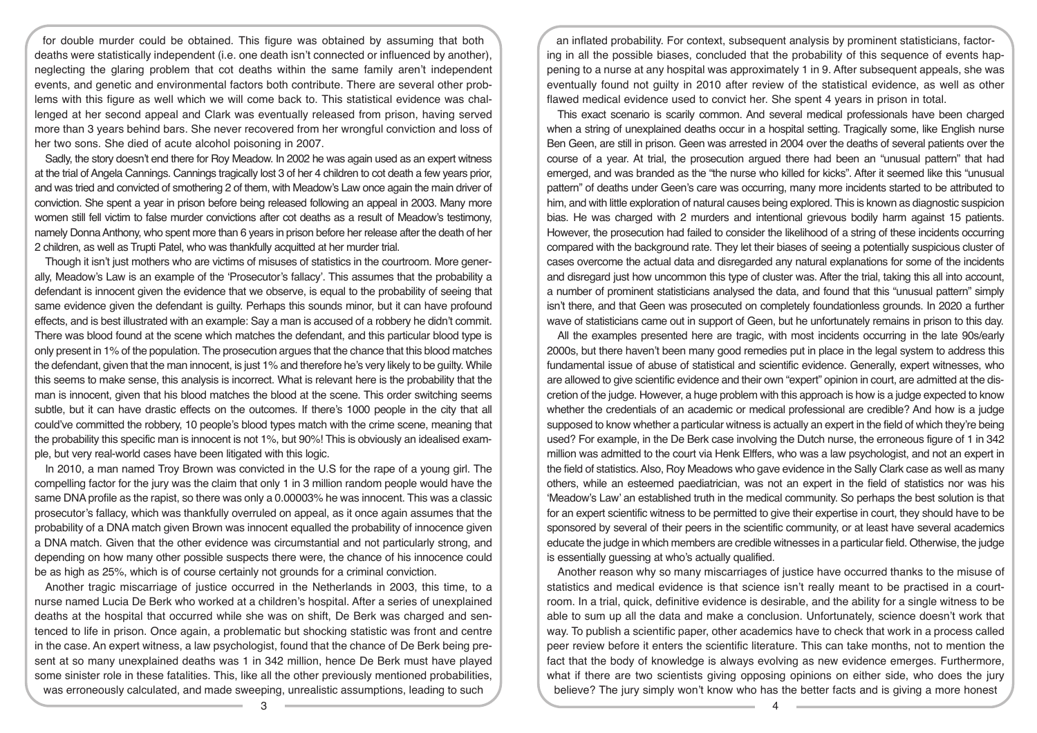for double murder could be obtained. This figure was obtained by assuming that both deaths were statistically independent (i.e. one death isn't connected or influenced by another), neglecting the glaring problem that cot deaths within the same family aren't independent events, and genetic and environmental factors both contribute. There are several other problems with this figure as well which we will come back to. This statistical evidence was challenged at her second appeal and Clark was eventually released from prison, having served more than 3 years behind bars. She never recovered from her wrongful conviction and loss of her two sons. She died of acute alcohol poisoning in 2007.

Sadly, the story doesn't end there for Roy Meadow. In 2002 he was again used as an expert witness at the trial of Angela Cannings. Cannings tragically lost 3 of her 4 children to cot death a few years prior, and was tried and convicted of smothering 2 of them, with Meadow's Law once again the main driver of conviction. She spent a year in prison before being released following an appeal in 2003. Many more women still fell victim to false murder convictions after cot deaths as a result of Meadow's testimony, namely Donna Anthony, who spent more than 6 years in prison before her release after the death of her 2 children, as well as Trupti Patel, who was thankfully acquitted at her murder trial.

Though it isn't just mothers who are victims of misuses of statistics in the courtroom. More generally, Meadow's Law is an example of the 'Prosecutor's fallacy'. This assumes that the probability a defendant is innocent given the evidence that we observe, is equal to the probability of seeing that same evidence given the defendant is guilty. Perhaps this sounds minor, but it can have profound effects, and is best illustrated with an example: Say a man is accused of a robbery he didn't commit. There was blood found at the scene which matches the defendant, and this particular blood type is only present in 1% of the population. The prosecution argues that the chance that this blood matches the defendant, given that the man innocent, is just 1% and therefore he's very likely to be guilty. While this seems to make sense, this analysis is incorrect. What is relevant here is the probability that the man is innocent, given that his blood matches the blood at the scene. This order switching seems subtle, but it can have drastic effects on the outcomes. If there's 1000 people in the city that all could've committed the robbery, 10 people's blood types match with the crime scene, meaning that the probability this specific man is innocent is not 1%, but 90%! This is obviously an idealised example, but very real-world cases have been litigated with this logic.

In 2010, a man named Troy Brown was convicted in the U.S for the rape of a young girl. The compelling factor for the jury was the claim that only 1 in 3 million random people would have the same DNA profile as the rapist, so there was only a 0.00003% he was innocent. This was a classic prosecutor's fallacy, which was thankfully overruled on appeal, as it once again assumes that the probability of a DNA match given Brown was innocent equalled the probability of innocence given a DNA match. Given that the other evidence was circumstantial and not particularly strong, and depending on how many other possible suspects there were, the chance of his innocence could be as high as 25%, which is of course certainly not grounds for a criminal conviction.

Another tragic miscarriage of justice occurred in the Netherlands in 2003, this time, to a nurse named Lucia De Berk who worked at a children's hospital. After a series of unexplained deaths at the hospital that occurred while she was on shift, De Berk was charged and sentenced to life in prison. Once again, a problematic but shocking statistic was front and centre in the case. An expert witness, a law psychologist, found that the chance of De Berk being present at so many unexplained deaths was 1 in 342 million, hence De Berk must have played some sinister role in these fatalities. This, like all the other previously mentioned probabilities, was erroneously calculated, and made sweeping, unrealistic assumptions, leading to such an inflated probability. For context, subsequent analysis by prominent statisticians, factoring in all the possible biases, concluded that the probability of this sequence of events happening to a nurse at any hospital was approximately 1 in 9. After subsequent appeals, she was eventually found not guilty in 2010 after review of the statistical evidence, as well as other flawed medical evidence used to convict her. She spent 4 years in prison in total.

This exact scenario is scarily common. And several medical professionals have been charged when a string of unexplained deaths occur in a hospital setting. Tragically some, like English nurse Ben Geen, are still in prison. Geen was arrested in 2004 over the deaths of several patients over the course of a year. At trial, the prosecution argued there had been an "unusual pattern" that had emerged, and was branded as the "the nurse who killed for kicks". After it seemed like this "unusual pattern" of deaths under Geen's care was occurring, many more incidents started to be attributed to him, and with little exploration of natural causes being explored. This is known as diagnostic suspicion bias. He was charged with 2 murders and intentional grievous bodily harm against 15 patients. However, the prosecution had failed to consider the likelihood of a string of these incidents occurring compared with the background rate. They let their biases of seeing a potentially suspicious cluster of cases overcome the actual data and disregarded any natural explanations for some of the incidents and disregard just how uncommon this type of cluster was. After the trial, taking this all into account, a number of prominent statisticians analysed the data, and found that this "unusual pattern" simply isn't there, and that Geen was prosecuted on completely foundationless grounds. In 2020 a further wave of statisticians came out in support of Geen, but he unfortunately remains in prison to this day.

All the examples presented here are tragic, with most incidents occurring in the late 90s/early 2000s, but there haven't been many good remedies put in place in the legal system to address this fundamental issue of abuse of statistical and scientific evidence. Generally, expert witnesses, who are allowed to give scientific evidence and their own "expert" opinion in court, are admitted at the discretion of the judge. However, a huge problem with this approach is how is a judge expected to know whether the credentials of an academic or medical professional are credible? And how is a judge supposed to know whether a particular witness is actually an expert in the field of which they're being used? For example, in the De Berk case involving the Dutch nurse, the erroneous figure of 1 in 342 million was admitted to the court via Henk Elffers, who was a law psychologist, and not an expert in the field of statistics. Also, Roy Meadows who gave evidence in the Sally Clark case as well as many others, while an esteemed paediatrician, was not an expert in the field of statistics nor was his 'Meadow's Law' an established truth in the medical community. So perhaps the best solution is that for an expert scientific witness to be permitted to give their expertise in court, they should have to be sponsored by several of their peers in the scientific community, or at least have several academics educate the judge in which members are credible witnesses in a particular field. Otherwise, the judge is essentially guessing at who's actually qualified.

Another reason why so many miscarriages of justice have occurred thanks to the misuse of statistics and medical evidence is that science isn't really meant to be practised in a courtroom. In a trial, quick, definitive evidence is desirable, and the ability for a single witness to be able to sum up all the data and make a conclusion. Unfortunately, science doesn't work that way. To publish a scientific paper, other academics have to check that work in a process called peer review before it enters the scientific literature. This can take months, not to mention the fact that the body of knowledge is always evolving as new evidence emerges. Furthermore, what if there are two scientists giving opposing opinions on either side, who does the jury believe? The jury simply won't know who has the better facts and is giving a more honest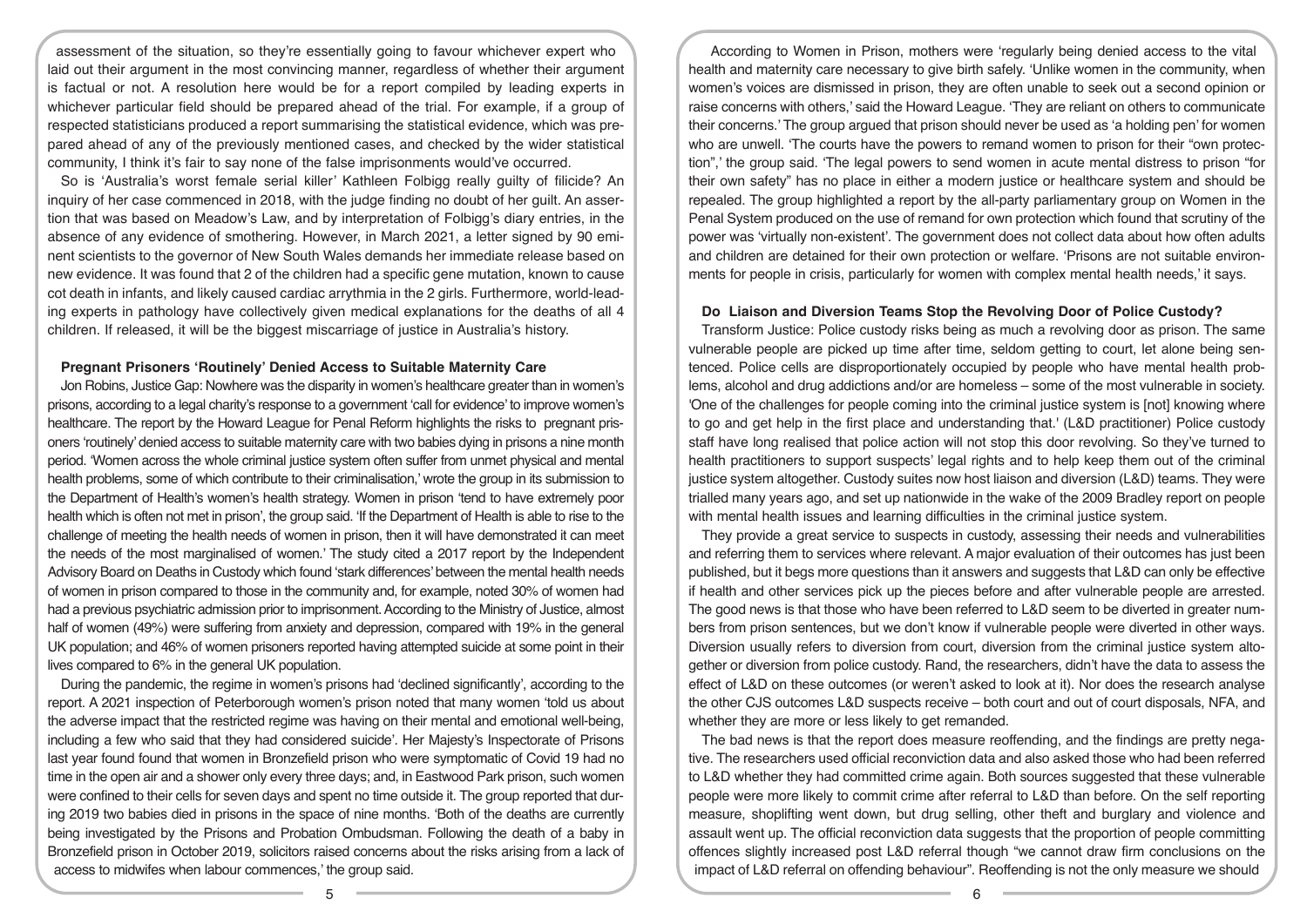assessment of the situation, so they're essentially going to favour whichever expert who laid out their argument in the most convincing manner, regardless of whether their argument is factual or not. A resolution here would be for a report compiled by leading experts in whichever particular field should be prepared ahead of the trial. For example, if a group of respected statisticians produced a report summarising the statistical evidence, which was prepared ahead of any of the previously mentioned cases, and checked by the wider statistical community, I think it's fair to say none of the false imprisonments would've occurred.

So is 'Australia's worst female serial killer' Kathleen Folbigg really guilty of filicide? An inquiry of her case commenced in 2018, with the judge finding no doubt of her guilt. An assertion that was based on Meadow's Law, and by interpretation of Folbigg's diary entries, in the absence of any evidence of smothering. However, in March 2021, a letter signed by 90 eminent scientists to the governor of New South Wales demands her immediate release based on new evidence. It was found that 2 of the children had a specific gene mutation, known to cause cot death in infants, and likely caused cardiac arrythmia in the 2 girls. Furthermore, world-leading experts in pathology have collectively given medical explanations for the deaths of all 4 children. If released, it will be the biggest miscarriage of justice in Australia's history.

## Pregnant Prisoners 'Routinely' Denied Access to Suitable Maternity Care

Jon Robins, Justice Gap: Nowhere was the disparity in women's healthcare greater than in women's prisons, according to a legal charity's response to a government 'call for evidence' to improve women's healthcare. The report by the Howard League for Penal Reform highlights the risks to pregnant prisoners 'routinely' denied access to suitable maternity care with two babies dying in prisons a nine month period. 'Women across the whole criminal justice system often suffer from unmet physical and mental health problems, some of which contribute to their criminalisation,' wrote the group in its submission to the Department of Health's women's health strategy. Women in prison 'tend to have extremely poor health which is often not met in prison', the group said. 'If the Department of Health is able to rise to the challenge of meeting the health needs of women in prison, then it will have demonstrated it can meet the needs of the most marginalised of women.' The study cited a 2017 report by the Independent Advisory Board on Deaths in Custody which found 'stark differences' between the mental health needs of women in prison compared to those in the community and, for example, noted 30% of women had had a previous psychiatric admission prior to imprisonment. According to the Ministry of Justice, almost half of women (49%) were suffering from anxiety and depression, compared with 19% in the general UK population; and 46% of women prisoners reported having attempted suicide at some point in their lives compared to 6% in the general UK population.

During the pandemic, the regime in women's prisons had 'declined significantly', according to the report. A 2021 inspection of Peterborough women's prison noted that many women 'told us about the adverse impact that the restricted regime was having on their mental and emotional well-being, including a few who said that they had considered suicide'. Her Majesty's Inspectorate of Prisons last year found found that women in Bronzefield prison who were symptomatic of Covid 19 had no time in the open air and a shower only every three days; and, in Eastwood Park prison, such women were confined to their cells for seven days and spent no time outside it. The group reported that during 2019 two babies died in prisons in the space of nine months. 'Both of the deaths are currently being investigated by the Prisons and Probation Ombudsman. Following the death of a baby in Bronzefield prison in October 2019, solicitors raised concerns about the risks arising from a lack of access to midwifes when labour commences,' the group said.

According to Women in Prison, mothers were 'regularly being denied access to the vital health and maternity care necessary to give birth safely. 'Unlike women in the community, when women's voices are dismissed in prison, they are often unable to seek out a second opinion or raise concerns with others,' said the Howard League. 'They are reliant on others to communicate their concerns.' The group argued that prison should never be used as 'a holding pen' for women who are unwell. 'The courts have the powers to remand women to prison for their "own protection",' the group said. 'The legal powers to send women in acute mental distress to prison "for their own safety" has no place in either a modern justice or healthcare system and should be repealed. The group highlighted a report by the all-party parliamentary group on Women in the Penal System produced on the use of remand for own protection which found that scrutiny of the power was 'virtually non-existent'. The government does not collect data about how often adults and children are detained for their own protection or welfare. 'Prisons are not suitable environments for people in crisis, particularly for women with complex mental health needs,' it says.

## Do Liaison and Diversion Teams Stop the Revolving Door of Police Custody?

Transform Justice: Police custody risks being as much a revolving door as prison. The same vulnerable people are picked up time after time, seldom getting to court, let alone being sentenced. Police cells are disproportionately occupied by people who have mental health problems, alcohol and drug addictions and/or are homeless – some of the most vulnerable in society. 'One of the challenges for people coming into the criminal justice system is [not] knowing where to go and get help in the first place and understanding that.' (L&D practitioner) Police custody staff have long realised that police action will not stop this door revolving. So they've turned to health practitioners to support suspects' legal rights and to help keep them out of the criminal justice system altogether. Custody suites now host liaison and diversion (L&D) teams. They were trialled many years ago, and set up nationwide in the wake of the 2009 Bradley report on people with mental health issues and learning difficulties in the criminal justice system.

They provide a great service to suspects in custody, assessing their needs and vulnerabilities and referring them to services where relevant. A major evaluation of their outcomes has just been published, but it begs more questions than it answers and suggests that L&D can only be effective if health and other services pick up the pieces before and after vulnerable people are arrested. The good news is that those who have been referred to L&D seem to be diverted in greater numbers from prison sentences, but we don't know if vulnerable people were diverted in other ways. Diversion usually refers to diversion from court, diversion from the criminal justice system altogether or diversion from police custody. Rand, the researchers, didn't have the data to assess the effect of L&D on these outcomes (or weren't asked to look at it). Nor does the research analyse the other CJS outcomes L&D suspects receive – both court and out of court disposals, NFA, and whether they are more or less likely to get remanded.

The bad news is that the report does measure reoffending, and the findings are pretty negative. The researchers used official reconviction data and also asked those who had been referred to L&D whether they had committed crime again. Both sources suggested that these vulnerable people were more likely to commit crime after referral to L&D than before. On the self reporting measure, shoplifting went down, but drug selling, other theft and burglary and violence and assault went up. The official reconviction data suggests that the proportion of people committing offences slightly increased post L&D referral though "we cannot draw firm conclusions on the impact of L&D referral on offending behaviour". Reoffending is not the only measure we should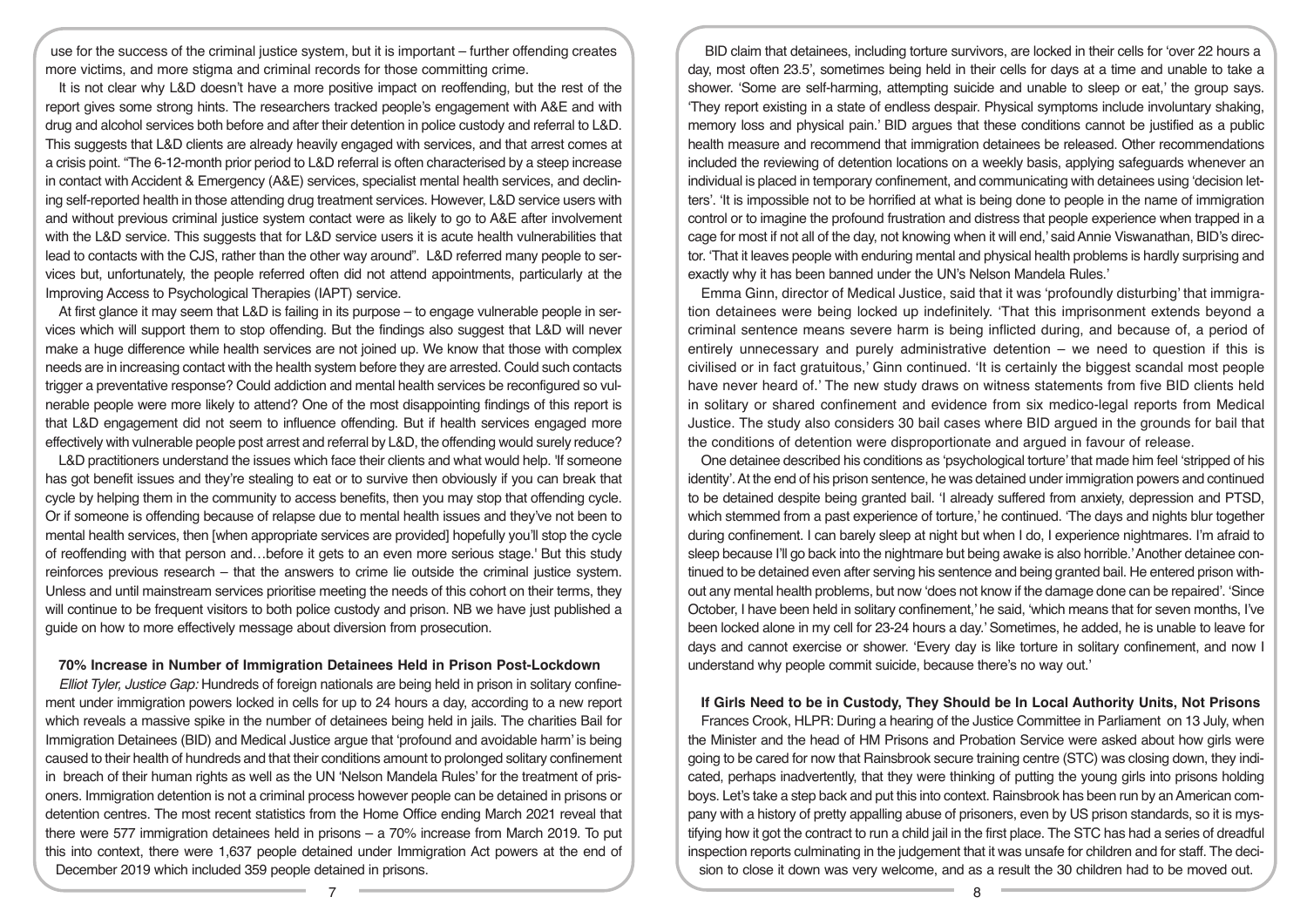use for the success of the criminal justice system, but it is important – further offending creates more victims, and more stigma and criminal records for those committing crime.

It is not clear why L&D doesn't have a more positive impact on reoffending, but the rest of the report gives some strong hints. The researchers tracked people's engagement with A&E and with drug and alcohol services both before and after their detention in police custody and referral to L&D. This suggests that L&D clients are already heavily engaged with services, and that arrest comes at a crisis point. "The 6-12-month prior period to L&D referral is often characterised by a steep increase in contact with Accident & Emergency (A&E) services, specialist mental health services, and declining self-reported health in those attending drug treatment services. However, L&D service users with and without previous criminal justice system contact were as likely to go to A&E after involvement with the L&D service. This suggests that for L&D service users it is acute health vulnerabilities that lead to contacts with the CJS, rather than the other way around". L&D referred many people to services but, unfortunately, the people referred often did not attend appointments, particularly at the Improving Access to Psychological Therapies (IAPT) service.

At first glance it may seem that L&D is failing in its purpose – to engage vulnerable people in services which will support them to stop offending. But the findings also suggest that L&D will never make a huge difference while health services are not joined up. We know that those with complex needs are in increasing contact with the health system before they are arrested. Could such contacts trigger a preventative response? Could addiction and mental health services be reconfigured so vulnerable people were more likely to attend? One of the most disappointing findings of this report is that L&D engagement did not seem to influence offending. But if health services engaged more effectively with vulnerable people post arrest and referral by L&D, the offending would surely reduce?

L&D practitioners understand the issues which face their clients and what would help. 'If someone has got benefit issues and they're stealing to eat or to survive then obviously if you can break that cycle by helping them in the community to access benefits, then you may stop that offending cycle. Or if someone is offending because of relapse due to mental health issues and they've not been to mental health services, then [when appropriate services are provided] hopefully you'll stop the cycle of reoffending with that person and…before it gets to an even more serious stage.' But this study reinforces previous research – that the answers to crime lie outside the criminal justice system. Unless and until mainstream services prioritise meeting the needs of this cohort on their terms, they will continue to be frequent visitors to both police custody and prison. NB we have just published a guide on how to more effectively message about diversion from prosecution.

### 70% Increase in Number of Immigration Detainees Held in Prison Post-Lockdown

*Elliot Tyler, Justice Gap:* Hundreds of foreign nationals are being held in prison in solitary confinement under immigration powers locked in cells for up to 24 hours a day, according to a new report which reveals a massive spike in the number of detainees being held in jails. The charities Bail for Immigration Detainees (BID) and Medical Justice argue that 'profound and avoidable harm' is being caused to their health of hundreds and that their conditions amount to prolonged solitary confinement in breach of their human rights as well as the UN 'Nelson Mandela Rules' for the treatment of prisoners. Immigration detention is not a criminal process however people can be detained in prisons or detention centres. The most recent statistics from the Home Office ending March 2021 reveal that there were 577 immigration detainees held in prisons – a 70% increase from March 2019. To put this into context, there were 1,637 people detained under Immigration Act powers at the end of December 2019 which included 359 people detained in prisons.

BID claim that detainees, including torture survivors, are locked in their cells for 'over 22 hours a day, most often 23.5', sometimes being held in their cells for days at a time and unable to take a shower. 'Some are self-harming, attempting suicide and unable to sleep or eat,' the group says. 'They report existing in a state of endless despair. Physical symptoms include involuntary shaking, memory loss and physical pain.' BID argues that these conditions cannot be justified as a public health measure and recommend that immigration detainees be released. Other recommendations included the reviewing of detention locations on a weekly basis, applying safeguards whenever an individual is placed in temporary confinement, and communicating with detainees using 'decision letters'. 'It is impossible not to be horrified at what is being done to people in the name of immigration control or to imagine the profound frustration and distress that people experience when trapped in a cage for most if not all of the day, not knowing when it will end,' said Annie Viswanathan, BID's director. 'That it leaves people with enduring mental and physical health problems is hardly surprising and exactly why it has been banned under the UN's Nelson Mandela Rules.'

Emma Ginn, director of Medical Justice, said that it was 'profoundly disturbing' that immigration detainees were being locked up indefinitely. 'That this imprisonment extends beyond a criminal sentence means severe harm is being inflicted during, and because of, a period of entirely unnecessary and purely administrative detention – we need to question if this is civilised or in fact gratuitous,' Ginn continued. 'It is certainly the biggest scandal most people have never heard of.' The new study draws on witness statements from five BID clients held in solitary or shared confinement and evidence from six medico-legal reports from Medical Justice. The study also considers 30 bail cases where BID argued in the grounds for bail that the conditions of detention were disproportionate and argued in favour of release.

One detainee described his conditions as 'psychological torture' that made him feel 'stripped of his identity'. At the end of his prison sentence, he was detained under immigration powers and continued to be detained despite being granted bail. 'I already suffered from anxiety, depression and PTSD, which stemmed from a past experience of torture,' he continued. 'The days and nights blur together during confinement. I can barely sleep at night but when I do, I experience nightmares. I'm afraid to sleep because I'll go back into the nightmare but being awake is also horrible.' Another detainee continued to be detained even after serving his sentence and being granted bail. He entered prison without any mental health problems, but now 'does not know if the damage done can be repaired'. 'Since October, I have been held in solitary confinement,' he said, 'which means that for seven months, I've been locked alone in my cell for 23-24 hours a day.' Sometimes, he added, he is unable to leave for days and cannot exercise or shower. 'Every day is like torture in solitary confinement, and now I understand why people commit suicide, because there's no way out.'

### If Girls Need to be in Custody, They Should be In Local Authority Units, Not Prisons

Frances Crook, HLPR: During a hearing of the Justice Committee in Parliament on 13 July, when the Minister and the head of HM Prisons and Probation Service were asked about how girls were going to be cared for now that Rainsbrook secure training centre (STC) was closing down, they indicated, perhaps inadvertently, that they were thinking of putting the young girls into prisons holding boys. Let's take a step back and put this into context. Rainsbrook has been run by an American company with a history of pretty appalling abuse of prisoners, even by US prison standards, so it is mystifying how it got the contract to run a child jail in the first place. The STC has had a series of dreadful inspection reports culminating in the judgement that it was unsafe for children and for staff. The decision to close it down was very welcome, and as a result the 30 children had to be moved out.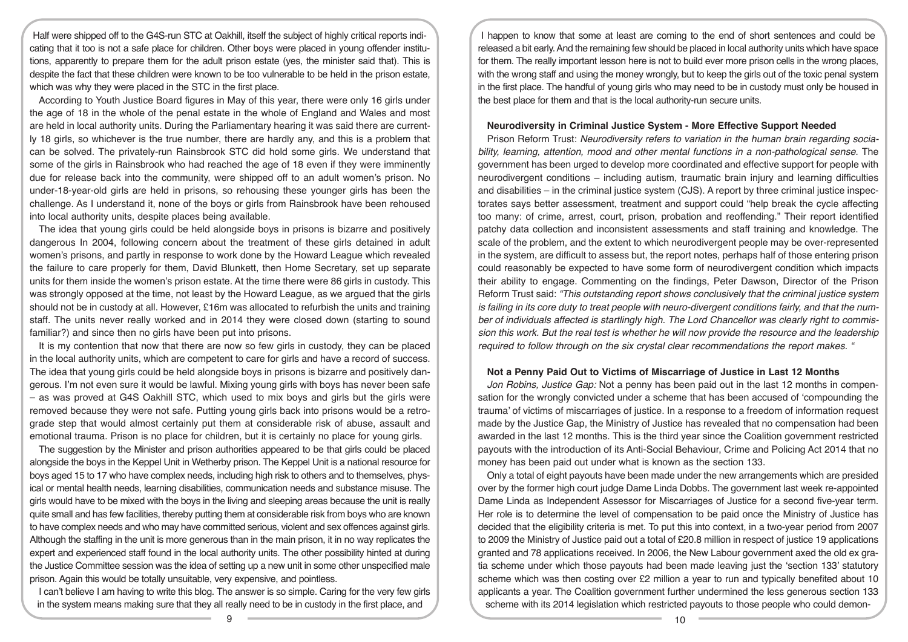Half were shipped off to the G4S-run STC at Oakhill, itself the subject of highly critical reports indicating that it too is not a safe place for children. Other boys were placed in young offender institutions, apparently to prepare them for the adult prison estate (yes, the minister said that). This is despite the fact that these children were known to be too vulnerable to be held in the prison estate, which was why they were placed in the STC in the first place.

According to Youth Justice Board figures in May of this year, there were only 16 girls under the age of 18 in the whole of the penal estate in the whole of England and Wales and most are held in local authority units. During the Parliamentary hearing it was said there are currently 18 girls, so whichever is the true number, there are hardly any, and this is a problem that can be solved. The privately-run Rainsbrook STC did hold some girls. We understand that some of the girls in Rainsbrook who had reached the age of 18 even if they were imminently due for release back into the community, were shipped off to an adult women's prison. No under-18-year-old girls are held in prisons, so rehousing these younger girls has been the challenge. As I understand it, none of the boys or girls from Rainsbrook have been rehoused into local authority units, despite places being available.

The idea that young girls could be held alongside boys in prisons is bizarre and positively dangerous In 2004, following concern about the treatment of these girls detained in adult women's prisons, and partly in response to work done by the Howard League which revealed the failure to care properly for them, David Blunkett, then Home Secretary, set up separate units for them inside the women's prison estate. At the time there were 86 girls in custody. This was strongly opposed at the time, not least by the Howard League, as we argued that the girls should not be in custody at all. However, £16m was allocated to refurbish the units and training staff. The units never really worked and in 2014 they were closed down (starting to sound familiar?) and since then no girls have been put into prisons.

It is my contention that now that there are now so few girls in custody, they can be placed in the local authority units, which are competent to care for girls and have a record of success. The idea that young girls could be held alongside boys in prisons is bizarre and positively dangerous. I'm not even sure it would be lawful. Mixing young girls with boys has never been safe – as was proved at G4S Oakhill STC, which used to mix boys and girls but the girls were removed because they were not safe. Putting young girls back into prisons would be a retrograde step that would almost certainly put them at considerable risk of abuse, assault and emotional trauma. Prison is no place for children, but it is certainly no place for young girls.

The suggestion by the Minister and prison authorities appeared to be that girls could be placed alongside the boys in the Keppel Unit in Wetherby prison. The Keppel Unit is a national resource for boys aged 15 to 17 who have complex needs, including high risk to others and to themselves, physical or mental health needs, learning disabilities, communication needs and substance misuse. The girls would have to be mixed with the boys in the living and sleeping areas because the unit is really quite small and has few facilities, thereby putting them at considerable risk from boys who are known to have complex needs and who may have committed serious, violent and sex offences against girls. Although the staffing in the unit is more generous than in the main prison, it in no way replicates the expert and experienced staff found in the local authority units. The other possibility hinted at during the Justice Committee session was the idea of setting up a new unit in some other unspecified male prison. Again this would be totally unsuitable, very expensive, and pointless.

I can't believe I am having to write this blog. The answer is so simple. Caring for the very few girls in the system means making sure that they all really need to be in custody in the first place, and I happen to know that some at least are coming to the end of short sentences and could be released a bit early. And the remaining few should be placed in local authority units which have space for them. The really important lesson here is not to build ever more prison cells in the wrong places, with the wrong staff and using the money wrongly, but to keep the girls out of the toxic penal system in the first place. The handful of young girls who may need to be in custody must only be housed in the best place for them and that is the local authority-run secure units.

**Neurodiversity in Criminal Justice System - More Effective Support Needed**

Prison Reform Trust: *Neurodiversity refers to variation in the human brain regarding sociability, learning, attention, mood and other mental functions in a non-pathological sense.* The government has been urged to develop more coordinated and effective support for people with neurodivergent conditions – including autism, traumatic brain injury and learning difficulties and disabilities – in the criminal justice system (CJS). A report by three criminal justice inspectorates says better assessment, treatment and support could "help break the cycle affecting too many: of crime, arrest, court, prison, probation and reoffending." Their report identified patchy data collection and inconsistent assessments and staff training and knowledge. The scale of the problem, and the extent to which neurodivergent people may be over-represented in the system, are difficult to assess but, the report notes, perhaps half of those entering prison could reasonably be expected to have some form of neurodivergent condition which impacts their ability to engage. Commenting on the findings, Peter Dawson, Director of the Prison Reform Trust said: *"This outstanding report shows conclusively that the criminal justice system is failing in its core duty to treat people with neuro-divergent conditions fairly, and that the number of individuals affected is startlingly high. The Lord Chancellor was clearly right to commission this work. But the real test is whether he will now provide the resource and the leadership required to follow through on the six crystal clear recommendations the report makes. "*

**Not a Penny Paid Out to Victims of Miscarriage of Justice in Last 12 Months**

*Jon Robins, Justice Gap:* Not a penny has been paid out in the last 12 months in compensation for the wrongly convicted under a scheme that has been accused of 'compounding the trauma' of victims of miscarriages of justice. In a response to a freedom of information request made by the Justice Gap, the Ministry of Justice has revealed that no compensation had been awarded in the last 12 months. This is the third year since the Coalition government restricted payouts with the introduction of its Anti-Social Behaviour, Crime and Policing Act 2014 that no money has been paid out under what is known as the section 133.

Only a total of eight payouts have been made under the new arrangements which are presided over by the former high court judge Dame Linda Dobbs. The government last week re-appointed Dame Linda as Independent Assessor for Miscarriages of Justice for a second five-year term. Her role is to determine the level of compensation to be paid once the Ministry of Justice has decided that the eligibility criteria is met. To put this into context, in a two-year period from 2007 to 2009 the Ministry of Justice paid out a total of £20.8 million in respect of justice 19 applications granted and 78 applications received. In 2006, the New Labour government axed the old ex gratia scheme under which those payouts had been made leaving just the 'section 133' statutory scheme which was then costing over £2 million a year to run and typically benefited about 10 applicants a year. The Coalition government further undermined the less generous section 133 scheme with its 2014 legislation which restricted payouts to those people who could demon-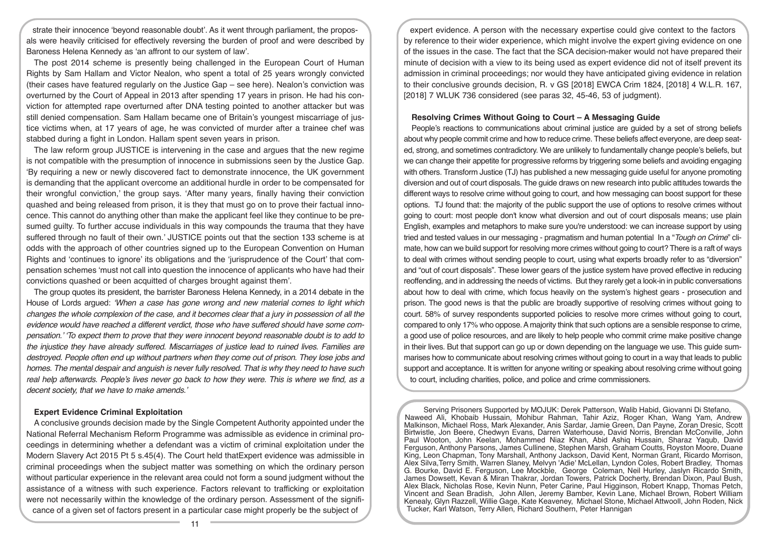strate their innocence 'beyond reasonable doubt'. As it went through parliament, the proposals were heavily criticised for effectively reversing the burden of proof and were described by Baroness Helena Kennedy as 'an affront to our system of law'.

The post 2014 scheme is presently being challenged in the European Court of Human Rights by Sam Hallam and Victor Nealon, who spent a total of 25 years wrongly convicted (their cases have featured regularly on the Justice Gap – see here). Nealon's conviction was overturned by the Court of Appeal in 2013 after spending 17 years in prison. He had his conviction for attempted rape overturned after DNA testing pointed to another attacker but was still denied compensation. Sam Hallam became one of Britain's youngest miscarriage of justice victims when, at 17 years of age, he was convicted of murder after a trainee chef was stabbed during a fight in London. Hallam spent seven years in prison.

The law reform group JUSTICE is intervening in the case and argues that the new regime is not compatible with the presumption of innocence in submissions seen by the Justice Gap. 'By requiring a new or newly discovered fact to demonstrate innocence, the UK government is demanding that the applicant overcome an additional hurdle in order to be compensated for their wrongful conviction,' the group says. 'After many years, finally having their conviction quashed and being released from prison, it is they that must go on to prove their factual innocence. This cannot do anything other than make the applicant feel like they continue to be presumed guilty. To further accuse individuals in this way compounds the trauma that they have suffered through no fault of their own.' JUSTICE points out that the section 133 scheme is at odds with the approach of other countries signed up to the European Convention on Human Rights and 'continues to ignore' its obligations and the 'jurisprudence of the Court' that compensation schemes 'must not call into question the innocence of applicants who have had their convictions quashed or been acquitted of charges brought against them'.

The group quotes its president, the barrister Baroness Helena Kennedy, in a 2014 debate in the House of Lords argued: *'When a case has gone wrong and new material comes to light which changes the whole complexion of the case, and it becomes clear that a jury in possession of all the evidence would have reached a different verdict, those who have suffered should have some compensation.' 'To expect them to prove that they were innocent beyond reasonable doubt is to add to the injustice they have already suffered. Miscarriages of justice lead to ruined lives. Families are destroyed. People often end up without partners when they come out of prison. They lose jobs and homes. The mental despair and anguish is never fully resolved. That is why they need to have such real help afterwards. People's lives never go back to how they were. This is where we find, as a decent society, that we have to make amends.'*

### Expert Evidence Criminal Exploitation

A conclusive grounds decision made by the Single Competent Authority appointed under the National Referral Mechanism Reform Programme was admissible as evidence in criminal proceedings in determining whether a defendant was a victim of criminal exploitation under the Modern Slavery Act 2015 Pt 5 s.45(4). The Court held thatExpert evidence was admissible in criminal proceedings when the subject matter was something on which the ordinary person without particular experience in the relevant area could not form a sound judgment without the assistance of a witness with such experience. Factors relevant to trafficking or exploitation were not necessarily within the knowledge of the ordinary person. Assessment of the significance of a given set of factors present in a particular case might properly be the subject of expert evidence. A person with the necessary expertise could give context to the factors by reference to their wider experience, which might involve the expert giving evidence on one of the issues in the case. The fact that the SCA decision-maker would not have prepared their minute of decision with a view to its being used as expert evidence did not of itself prevent its admission in criminal proceedings; nor would they have anticipated giving evidence in relation to their conclusive grounds decision, R. v GS [2018] EWCA Crim 1824, [2018] 4 W.L.R. 167, [2018] 7 WLUK 736 considered (see paras 32, 45-46, 53 of judgment).

### Resolving Crimes Without Going to Court – A Messaging Guide

People's reactions to communications about criminal justice are guided by a set of strong beliefs about why people commit crime and how to reduce crime. These beliefs affect everyone, are deep seated, strong, and sometimes contradictory. We are unlikely to fundamentally change people's beliefs, but we can change their appetite for progressive reforms by triggering some beliefs and avoiding engaging with others. Transform Justice (TJ) has published a new messaging guide useful for anyone promoting diversion and out of court disposals. The guide draws on new research into public attitudes towards the different ways to resolve crime without going to court, and how messaging can boost support for these options. TJ found that: the majority of the public support the use of options to resolve crimes without going to court: most people don't know what diversion and out of court disposals means; use plain English, examples and metaphors to make sure you're understood: we can increase support by using tried and tested values in our messaging - pragmatism and human potential In a "*Tough on Crime*" climate, how can we build support for resolving more crimes without going to court? There is a raft of ways to deal with crimes without sending people to court, using what experts broadly refer to as "diversion" and "out of court disposals". These lower gears of the justice system have proved effective in reducing reoffending, and in addressing the needs of victims. But they rarely get a look-in in public conversations about how to deal with crime, which focus heavily on the system's highest gears - prosecution and prison. The good news is that the public are broadly supportive of resolving crimes without going to court. 58% of survey respondents supported policies to resolve more crimes without going to court, compared to only 17% who oppose. A majority think that such options are a sensible response to crime, a good use of police resources, and are likely to help people who commit crime make positive change in their lives. But that support can go up or down depending on the language we use. This guide summarises how to communicate about resolving crimes without going to court in a way that leads to public support and acceptance. It is written for anyone writing or speaking about resolving crime without going to court, including charities, police, and police and crime commissioners.

Serving Prisoners Supported by MOJUK: Derek Patterson, Walib Habid, Giovanni Di Stefano, Naweed Ali, Khobaib Hussain, Mohibur Rahman, Tahir Aziz, Roger Khan, Wang Yam, Andrew Malkinson, Michael Ross, Mark Alexander, Anis Sardar, Jamie Green, Dan Payne, Zoran Dresic, Scott Birtwistle, Jon Beere, Chedwyn Evans, Darren Waterhouse, David Norris, Brendan McConville, John Paul Wooton, John Keelan, Mohammed Niaz Khan, Abid Ashiq Hussain, Sharaz Yaqub, David Ferguson, Anthony Parsons, James Cullinene, Stephen Marsh, Graham Coutts, Royston Moore, Duane King, Leon Chapman, Tony Marshall, Anthony Jackson, David Kent, Norman Grant, Ricardo Morrison, Alex Silva,Terry Smith, Warren Slaney, Melvyn 'Adie' McLellan, Lyndon Coles, Robert Bradley, Thomas G. Bourke, David E. Ferguson, Lee Mockble, George Coleman, Neil Hurley, Jaslyn Ricardo Smith, James Dowsett, Kevan & Miran Thakrar, Jordan Towers, Patrick Docherty, Brendan Dixon, Paul Bush, Alex Black, Nicholas Rose, Kevin Nunn, Peter Carine, Paul Higginson, Robert Knapp, Thomas Petch, Vincent and Sean Bradish, John Allen, Jeremy Bamber, Kevin Lane, Michael Brown, Robert William Kenealy, Glyn Razzell, Willie Gage, Kate Keaveney, Michael Stone, Michael Attwooll, John Roden, Nick Tucker, Karl Watson, Terry Allen, Richard Southern, Peter Hannigan